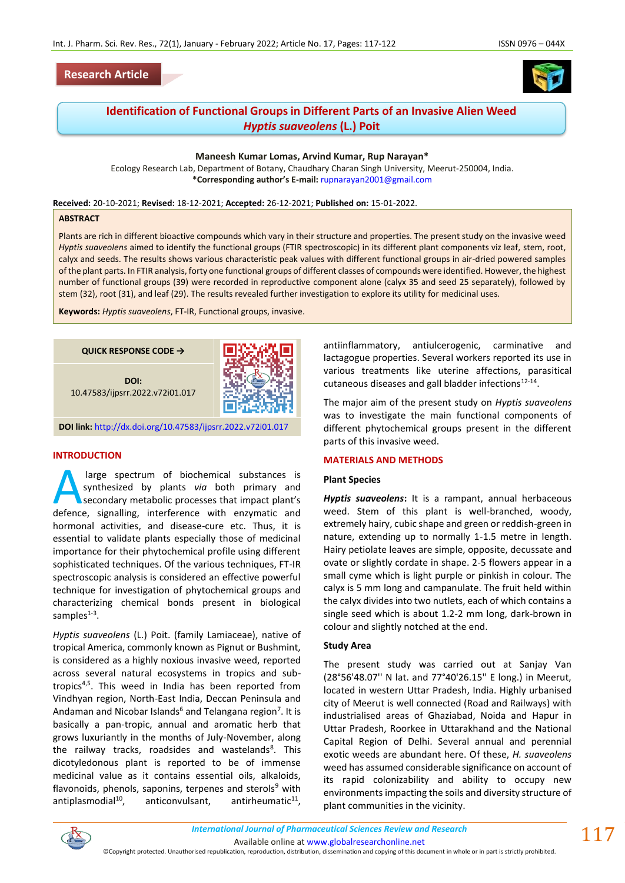Research Article

# Identification of Functional Groups in Different Parts of an Invasive Alien Weed *Hyptis suaveolens* (L.) Poit

**Maneesh Kumar Lomas, Arvind Kumar, Rup Narayan***

Ecology Research Lab, Department of Botany, Chaudhary Charan Singh University, Meerut-250004, India.

***Corresponding author's E-mail:** rupnarayan2001@gmail.com

**Received:** 20-10-2021; **Revised:** 18-12-2021; **Accepted:** 26-12-2021; **Published on:** 15-01-2022.

## ABSTRACT

Plants are rich in different bioactive compounds which vary in their structure and properties. The present study on the invasive weed *Hyptis suaveolens* aimed to identify the functional groups (FTIR spectroscopic) in its different plant components viz leaf, stem, root, calyx and seeds. The results shows various characteristic peak values with different functional groups in air-dried powered samples of the plant parts. In FTIR analysis, forty one functional groups of different classes of compounds were identified. However, the highest number of functional groups (39) were recorded in reproductive component alone (calyx 35 and seed 25 separately), followed by stem (32), root (31), and leaf (29). The results revealed further investigation to explore its utility for medicinal uses.

**Keywords:** *Hyptis suaveolens*, FT-IR, Functional groups, invasive.

**QUICK RESPONSE CODE →**

**DOI:** 10.47583/ijpsrr.2022.v72i01.017

**DOI link:** http://dx.doi.org/10.47583/ijpsrr.2022.v72i01.017

## INTRODUCTION

A large spectrum of biochemical substances is synthesized by plants *via* both primary and secondary metabolic processes that impact plant's defence, signalling, interference with enzymatic and hormonal activities, and disease-cure etc. Thus, it is essential to validate plants especially those of medicinal importance for their phytochemical profile using different sophisticated techniques. Of the various techniques, FT-IR spectroscopic analysis is considered an effective powerful technique for investigation of phytochemical groups and characterizing chemical bonds present in biological samples[1-3].

*Hyptis suaveolens* (L.) Poit. (family Lamiaceae), native of tropical America, commonly known as Pignut or Bushmint, is considered as a highly noxious invasive weed, reported across several natural ecosystems in tropics and sub-tropics[4,5]. This weed in India has been reported from Vindhyan region, North-East India, Deccan Peninsula and Andaman and Nicobar Islands[6] and Telangana region[7]. It is basically a pan-tropic, annual and aromatic herb that grows luxuriantly in the months of July-November, along the railway tracks, roadsides and wastelands[8]. This dicotyledonous plant is reported to be of immense medicinal value as it contains essential oils, alkaloids, flavonoids, phenols, saponins, terpenes and sterols[9] with antiplasmodial[10], anticonvulsant, antirheumatic[11], antiinflammatory, antiulcerogenic, carminative and lactagogue properties. Several workers reported its use in various treatments like uterine affections, parasitical cutaneous diseases and gall bladder infections[12-14].

The major aim of the present study on *Hyptis suaveolens* was to investigate the main functional components of different phytochemical groups present in the different parts of this invasive weed.

## MATERIALS AND METHODS

### Plant Species

***Hyptis suaveolens*:** It is a rampant, annual herbaceous weed. Stem of this plant is well-branched, woody, extremely hairy, cubic shape and green or reddish-green in nature, extending up to normally 1-1.5 metre in length. Hairy petiolate leaves are simple, opposite, decussate and ovate or slightly cordate in shape. 2-5 flowers appear in a small cyme which is light purple or pinkish in colour. The calyx is 5 mm long and campanulate. The fruit held within the calyx divides into two nutlets, each of which contains a single seed which is about 1.2-2 mm long, dark-brown in colour and slightly notched at the end.

### Study Area

The present study was carried out at Sanjay Van (28°56'48.07'' N lat. and 77°40'26.15'' E long.) in Meerut, located in western Uttar Pradesh, India. Highly urbanised city of Meerut is well connected (Road and Railways) with industrialised areas of Ghaziabad, Noida and Hapur in Uttar Pradesh, Roorkee in Uttarakhand and the National Capital Region of Delhi. Several annual and perennial exotic weeds are abundant here. Of these, *H. suaveolens* weed has assumed considerable significance on account of its rapid colonizability and ability to occupy new environments impacting the soils and diversity structure of plant communities in the vicinity.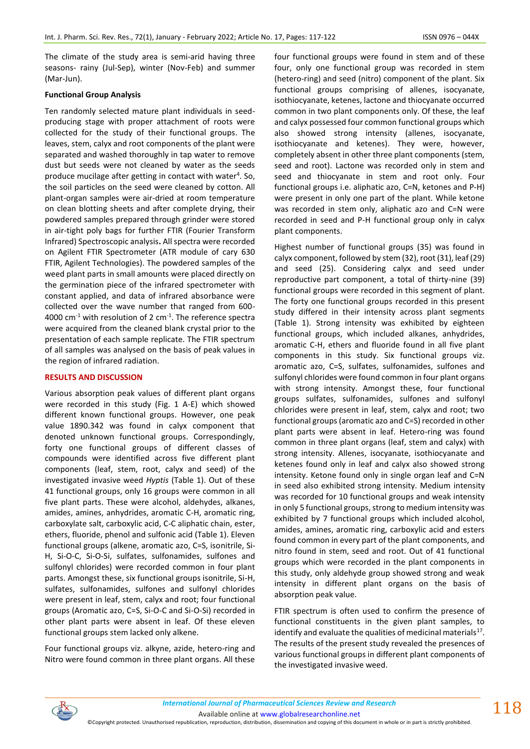The climate of the study area is semi-arid having three seasons- rainy (Jul-Sep), winter (Nov-Feb) and summer (Mar-Jun).

**Functional Group Analysis**

Ten randomly selected mature plant individuals in seed-producing stage with proper attachment of roots were collected for the study of their functional groups. The leaves, stem, calyx and root components of the plant were separated and washed thoroughly in tap water to remove dust but seeds were not cleaned by water as the seeds produce mucilage after getting in contact with water[4]. So, the soil particles on the seed were cleaned by cotton. All plant-organ samples were air-dried at room temperature on clean blotting sheets and after complete drying, their powdered samples prepared through grinder were stored in air-tight poly bags for further FTIR (Fourier Transform Infrared) Spectroscopic analysis**.** All spectra were recorded on Agilent FTIR Spectrometer (ATR module of cary 630 FTIR, Agilent Technologies). The powdered samples of the weed plant parts in small amounts were placed directly on the germination piece of the infrared spectrometer with constant applied, and data of infrared absorbance were collected over the wave number that ranged from 600-4000 $cm^{-1}$ with resolution of 2 $cm^{-1}$. The reference spectra were acquired from the cleaned blank crystal prior to the presentation of each sample replicate. The FTIR spectrum of all samples was analysed on the basis of peak values in the region of infrared radiation.

## RESULTS AND DISCUSSION

Various absorption peak values of different plant organs were recorded in this study (Fig. 1 A-E) which showed different known functional groups. However, one peak value 1890.342 was found in calyx component that denoted unknown functional groups. Correspondingly, forty one functional groups of different classes of compounds were identified across five different plant components (leaf, stem, root, calyx and seed) of the investigated invasive weed *Hyptis* (Table 1). Out of these 41 functional groups, only 16 groups were common in all five plant parts. These were alcohol, aldehydes, alkanes, amides, amines, anhydrides, aromatic C-H, aromatic ring, carboxylate salt, carboxylic acid, C-C aliphatic chain, ester, ethers, fluoride, phenol and sulfonic acid (Table 1). Eleven functional groups (alkene, aromatic azo, C=S, isonitrile, Si-H, Si-O-C, Si-O-Si, sulfates, sulfonamides, sulfones and sulfonyl chlorides) were recorded common in four plant parts. Amongst these, six functional groups isonitrile, Si-H, sulfates, sulfonamides, sulfones and sulfonyl chlorides were present in leaf, stem, calyx and root; four functional groups (Aromatic azo, C=S, Si-O-C and Si-O-Si) recorded in other plant parts were absent in leaf. Of these eleven functional groups stem lacked only alkene.

Four functional groups viz. alkyne, azide, hetero-ring and Nitro were found common in three plant organs. All these four functional groups were found in stem and of these four, only one functional group was recorded in stem (hetero-ring) and seed (nitro) component of the plant. Six functional groups comprising of allenes, isocyanate, isothiocyanate, ketenes, lactone and thiocyanate occurred common in two plant components only. Of these, the leaf and calyx possessed four common functional groups which also showed strong intensity (allenes, isocyanate, isothiocyanate and ketenes). They were, however, completely absent in other three plant components (stem, seed and root). Lactone was recorded only in stem and seed and thiocyanate in stem and root only. Four functional groups i.e. aliphatic azo, C=N, ketones and P-H) were present in only one part of the plant. While ketone was recorded in stem only, aliphatic azo and C=N were recorded in seed and P-H functional group only in calyx plant components.

Highest number of functional groups (35) was found in calyx component, followed by stem (32), root (31), leaf (29) and seed (25). Considering calyx and seed under reproductive part component, a total of thirty-nine (39) functional groups were recorded in this segment of plant. The forty one functional groups recorded in this present study differed in their intensity across plant segments (Table 1). Strong intensity was exhibited by eighteen functional groups, which included alkanes, anhydrides, aromatic C-H, ethers and fluoride found in all five plant components in this study. Six functional groups viz. aromatic azo, C=S, sulfates, sulfonamides, sulfones and sulfonyl chlorides were found common in four plant organs with strong intensity. Amongst these, four functional groups sulfates, sulfonamides, sulfones and sulfonyl chlorides were present in leaf, stem, calyx and root; two functional groups (aromatic azo and C=S) recorded in other plant parts were absent in leaf. Hetero-ring was found common in three plant organs (leaf, stem and calyx) with strong intensity. Allenes, isocyanate, isothiocyanate and ketenes found only in leaf and calyx also showed strong intensity. Ketone found only in single organ leaf and C=N in seed also exhibited strong intensity. Medium intensity was recorded for 10 functional groups and weak intensity in only 5 functional groups, strong to medium intensity was exhibited by 7 functional groups which included alcohol, amides, amines, aromatic ring, carboxylic acid and esters found common in every part of the plant components, and nitro found in stem, seed and root. Out of 41 functional groups which were recorded in the plant components in this study, only aldehyde group showed strong and weak intensity in different plant organs on the basis of absorption peak value.

FTIR spectrum is often used to confirm the presence of functional constituents in the given plant samples, to identify and evaluate the qualities of medicinal materials[17]. The results of the present study revealed the presences of various functional groups in different plant components of the investigated invasive weed.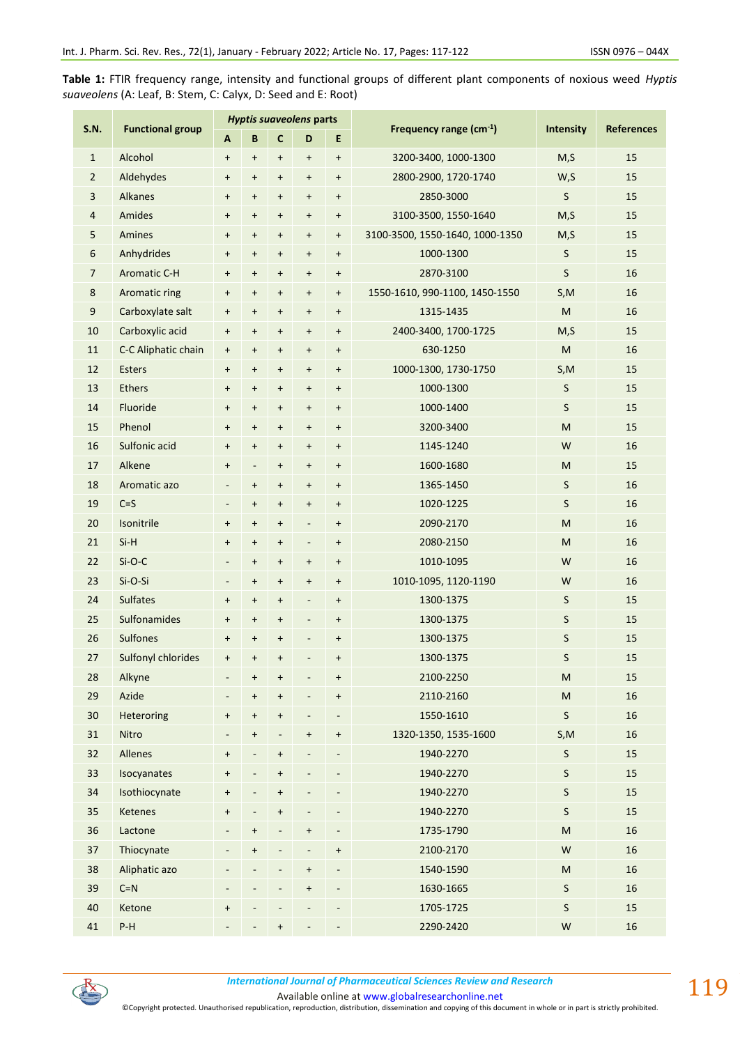**Table 1:** FTIR frequency range, intensity and functional groups of different plant components of noxious weed *Hyptis suaveolens* (A: Leaf, B: Stem, C: Calyx, D: Seed and E: Root)

| S.N. | Functional group | *Hyptis suaveolens* parts | | | | | Frequency range ($cm^{-1}$) | Intensity | References |
|---|---|---|---|---|---|---|---|---|---|
| | | A | B | C | D | E | | | |
| 1 | Alcohol | + | + | + | + | + | 3200-3400, 1000-1300 | M,S | 15 |
| 2 | Aldehydes | + | + | + | + | + | 2800-2900, 1720-1740 | W,S | 15 |
| 3 | Alkanes | + | + | + | + | + | 2850-3000 | S | 15 |
| 4 | Amides | + | + | + | + | + | 3100-3500, 1550-1640 | M,S | 15 |
| 5 | Amines | + | + | + | + | + | 3100-3500, 1550-1640, 1000-1350 | M,S | 15 |
| 6 | Anhydrides | + | + | + | + | + | 1000-1300 | S | 15 |
| 7 | Aromatic C-H | + | + | + | + | + | 2870-3100 | S | 16 |
| 8 | Aromatic ring | + | + | + | + | + | 1550-1610, 990-1100, 1450-1550 | S,M | 16 |
| 9 | Carboxylate salt | + | + | + | + | + | 1315-1435 | M | 16 |
| 10 | Carboxylic acid | + | + | + | + | + | 2400-3400, 1700-1725 | M,S | 15 |
| 11 | C-C Aliphatic chain | + | + | + | + | + | 630-1250 | M | 16 |
| 12 | Esters | + | + | + | + | + | 1000-1300, 1730-1750 | S,M | 15 |
| 13 | Ethers | + | + | + | + | + | 1000-1300 | S | 15 |
| 14 | Fluoride | + | + | + | + | + | 1000-1400 | S | 15 |
| 15 | Phenol | + | + | + | + | + | 3200-3400 | M | 15 |
| 16 | Sulfonic acid | + | + | + | + | + | 1145-1240 | W | 16 |
| 17 | Alkene | + | - | + | + | + | 1600-1680 | M | 15 |
| 18 | Aromatic azo | - | + | + | + | + | 1365-1450 | S | 16 |
| 19 | C=S | - | + | + | + | + | 1020-1225 | S | 16 |
| 20 | Isonitrile | + | + | + | - | + | 2090-2170 | M | 16 |
| 21 | Si-H | + | + | + | - | + | 2080-2150 | M | 16 |
| 22 | Si-O-C | - | + | + | + | + | 1010-1095 | W | 16 |
| 23 | Si-O-Si | - | + | + | + | + | 1010-1095, 1120-1190 | W | 16 |
| 24 | Sulfates | + | + | + | - | + | 1300-1375 | S | 15 |
| 25 | Sulfonamides | + | + | + | - | + | 1300-1375 | S | 15 |
| 26 | Sulfones | + | + | + | - | + | 1300-1375 | S | 15 |
| 27 | Sulfonyl chlorides | + | + | + | - | + | 1300-1375 | S | 15 |
| 28 | Alkyne | - | + | + | - | + | 2100-2250 | M | 15 |
| 29 | Azide | - | + | + | - | + | 2110-2160 | M | 16 |
| 30 | Heteroring | + | + | + | - | - | 1550-1610 | S | 16 |
| 31 | Nitro | - | + | - | + | + | 1320-1350, 1535-1600 | S,M | 16 |
| 32 | Allenes | + | - | + | - | - | 1940-2270 | S | 15 |
| 33 | Isocyanates | + | - | + | - | - | 1940-2270 | S | 15 |
| 34 | Isothiocynate | + | - | + | - | - | 1940-2270 | S | 15 |
| 35 | Ketenes | + | - | + | - | - | 1940-2270 | S | 15 |
| 36 | Lactone | - | + | - | + | - | 1735-1790 | M | 16 |
| 37 | Thiocynate | - | + | - | - | + | 2100-2170 | W | 16 |
| 38 | Aliphatic azo | - | - | - | + | - | 1540-1590 | M | 16 |
| 39 | C=N | - | - | - | + | - | 1630-1665 | S | 16 |
| 40 | Ketone | + | - | - | - | - | 1705-1725 | S | 15 |
| 41 | P-H | - | - | + | - | - | 2290-2420 | W | 16 |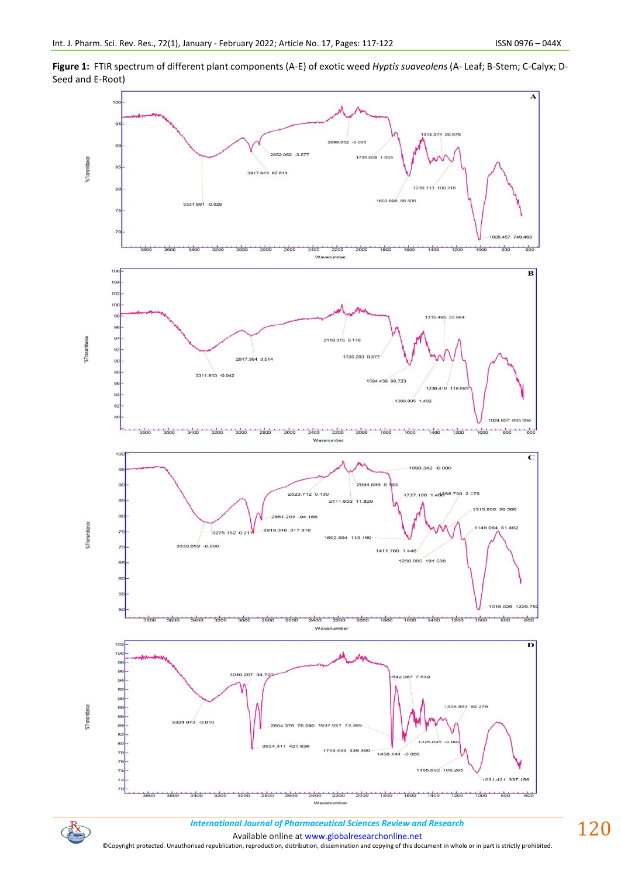**Figure 1:** FTIR spectrum of different plant components (A-E) of exotic weed *Hyptis suaveolens* (A- Leaf; B-Stem; C-Calyx; D-Seed and E-Root)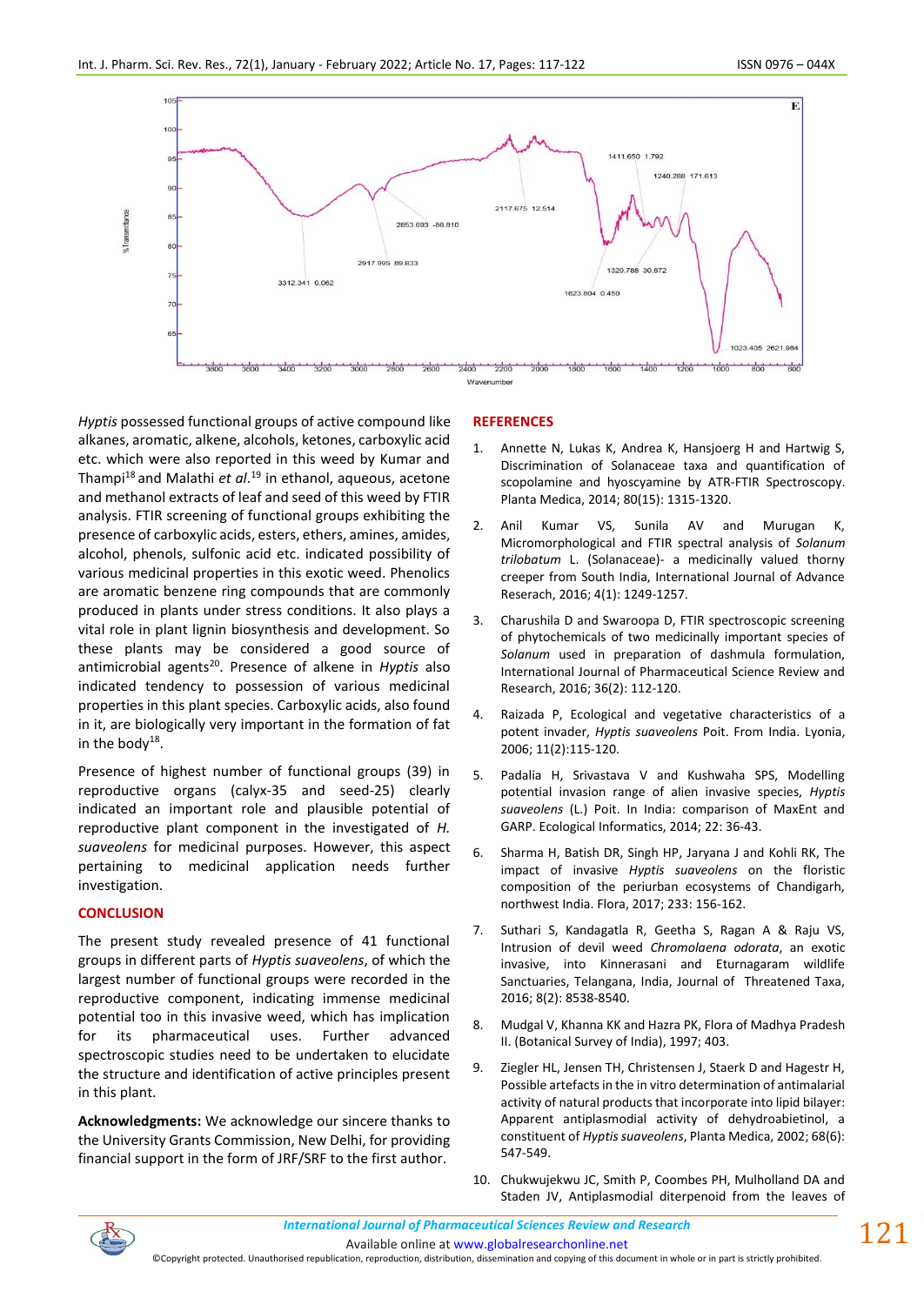Hyptis possessed functional groups of active compound like alkanes, aromatic, alkene, alcohols, ketones, carboxylic acid etc. which were also reported in this weed by Kumar and Thampi[18] and Malathi *et al*.[19] in ethanol, aqueous, acetone and methanol extracts of leaf and seed of this weed by FTIR analysis. FTIR screening of functional groups exhibiting the presence of carboxylic acids, esters, ethers, amines, amides, alcohol, phenols, sulfonic acid etc. indicated possibility of various medicinal properties in this exotic weed. Phenolics are aromatic benzene ring compounds that are commonly produced in plants under stress conditions. It also plays a vital role in plant lignin biosynthesis and development. So these plants may be considered a good source of antimicrobial agents[20]. Presence of alkene in *Hyptis* also indicated tendency to possession of various medicinal properties in this plant species. Carboxylic acids, also found in it, are biologically very important in the formation of fat in the body[18].

Presence of highest number of functional groups (39) in reproductive organs (calyx-35 and seed-25) clearly indicated an important role and plausible significance of reproductive plant component in the investigated of *H. suaveolens* for medicinal purposes. However, this aspect pertaining to medicinal application needs further investigation.

## CONCLUSION

The present study revealed presence of 41 functional groups in different parts of *Hyptis suaveolens*, of which the largest number of functional groups were recorded in the reproductive component, indicating immense medicinal potential too in this invasive weed, which has implication for its pharmaceutical uses. Further advanced spectroscopic studies need to be undertaken to elucidate the structure and identification of active principles present in this plant.

**Acknowledgments:** We acknowledge our sincere thanks to the University Grants Commission, New Delhi, for providing financial support in the form of JRF/SRF to the first author.

## REFERENCES

1. Annette N, Lukas K, Andrea K, Hansjoerg H and Hartwig S, Discrimination of Solanaceae taxa and quantification of scopolamine and hyoscyamine by ATR-FTIR Spectroscopy. Planta Medica, 2014; 80(15): 1315-1320.
2. Anil Kumar VS, Sunila AV and Murugan K, Micromorphological and FTIR spectral analysis of *Solanum trilobatum* L. (Solanaceae)- a medicinally valued thorny creeper from South India, International Journal of Advance Reserach, 2016; 4(1): 1249-1257.
3. Charushila D and Swaroopa D, FTIR spectroscopic screening of phytochemicals of two medicinally important species of *Solanum* used in preparation of dashmula formulation, International Journal of Pharmaceutical Science Review and Research, 2016; 36(2): 112-120.
4. Raizada P, Ecological and vegetative characteristics of a potent invader, *Hyptis suaveolens* Poit. From India. Lyonia, 2006; 11(2):115-120.
5. Padalia H, Srivastava V and Kushwaha SPS, Modelling potential invasion range of alien invasive species, *Hyptis suaveolens* (L.) Poit. In India: comparison of MaxEnt and GARP. Ecological Informatics, 2014; 22: 36-43.
6. Sharma H, Batish DR, Singh HP, Jaryana J and Kohli RK, The impact of invasive *Hyptis suaveolens* on the floristic composition of the periurban ecosystems of Chandigarh, northwest India. Flora, 2017; 233: 156-162.
7. Suthari S, Kandagatla R, Geetha S, Ragan A & Raju VS, Intrusion of devil weed *Chromolaena odorata*, an exotic invasive, into Kinnerasani and Eturnagaram wildlife Sanctuaries, Telangana, India, Journal of Threatened Taxa, 2016; 8(2): 8538-8540.
8. Mudgal V, Khanna KK and Hazra PK, Flora of Madhya Pradesh II. (Botanical Survey of India), 1997; 403.
9. Ziegler HL, Jensen TH, Christensen J, Staerk D and Hagestr H, Possible artefacts in the in vitro determination of antimalarial activity of natural products that incorporate into lipid bilayer: Apparent antiplasmodial activity of dehydroabietinol, a constituent of *Hyptis suaveolens*, Planta Medica, 2002; 68(6): 547-549.
10. Chukwujekwu JC, Smith P, Coombes PH, Mulholland DA and Staden JV, Antiplasmodial diterpenoid from the leaves of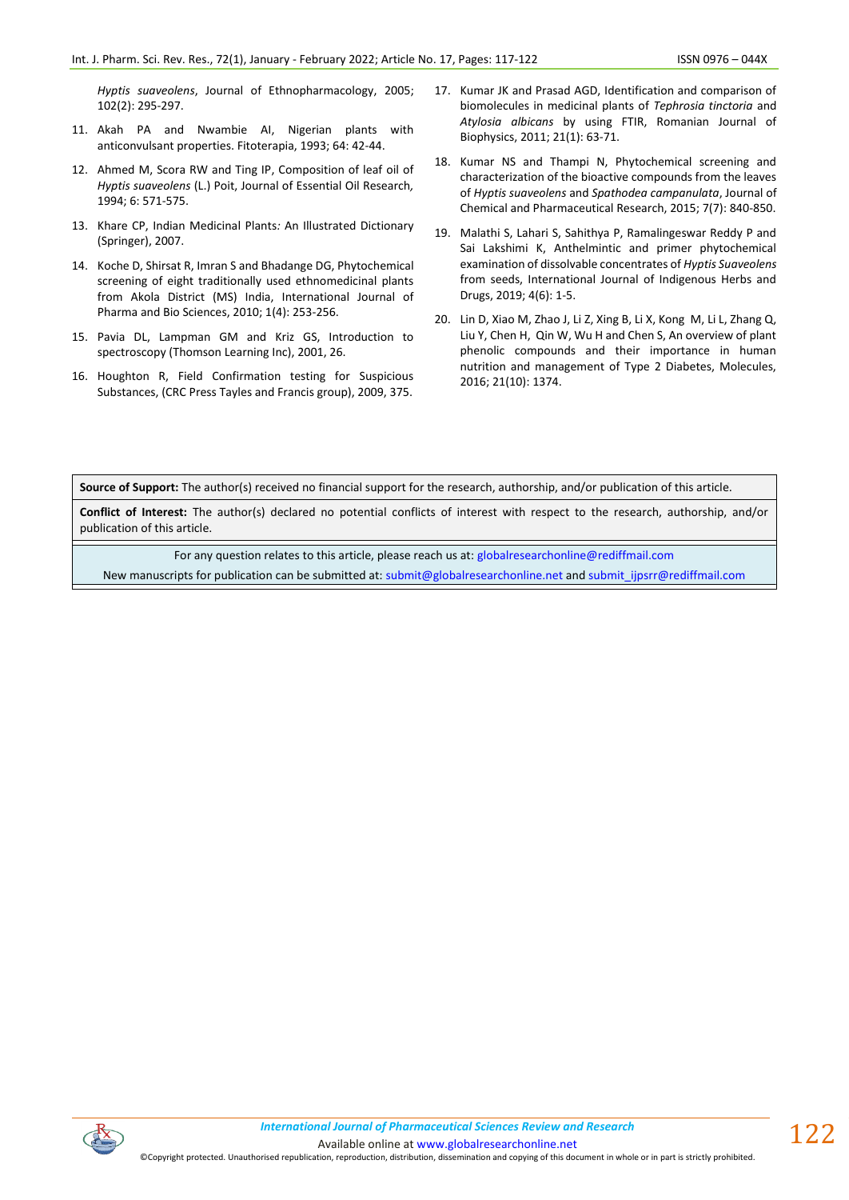*Hyptis suaveolens*, Journal of Ethnopharmacology, 2005; 102(2): 295-297.

11. Akah PA and Nwambie AI, Nigerian plants with anticonvulsant properties. Fitoterapia, 1993; 64: 42-44.

12. Ahmed M, Scora RW and Ting IP, Composition of leaf oil of *Hyptis suaveolens* (L.) Poit, Journal of Essential Oil Research, 1994; 6: 571-575.

13. Khare CP, Indian Medicinal Plants*:* An Illustrated Dictionary (Springer), 2007.

14. Koche D, Shirsat R, Imran S and Bhadange DG, Phytochemical screening of eight traditionally used ethnomedicinal plants from Akola District (MS) India, International Journal of Pharma and Bio Sciences, 2010; 1(4): 253-256.

15. Pavia DL, Lampman GM and Kriz GS, Introduction to spectroscopy (Thomson Learning Inc), 2001, 26.

16. Houghton R, Field Confirmation testing for Suspicious Substances, (CRC Press Tayles and Francis group), 2009, 375.

17. Kumar JK and Prasad AGD, Identification and comparison of biomolecules in medicinal plants of *Tephrosia tinctoria* and *Atylosia albicans* by using FTIR, Romanian Journal of Biophysics, 2011; 21(1): 63-71.

18. Kumar NS and Thampi N, Phytochemical screening and characterization of the bioactive compounds from the leaves of *Hyptis suaveolens* and *Spathodea campanulata*, Journal of Chemical and Pharmaceutical Research, 2015; 7(7): 840-850.

19. Malathi S, Lahari S, Sahithya P, Ramalingeswar Reddy P and Sai Lakshimi K, Anthelmintic and primer phytochemical examination of dissolvable concentrates of *Hyptis Suaveolens* from seeds, International Journal of Indigenous Herbs and Drugs, 2019; 4(6): 1-5.

20. Lin D, Xiao M, Zhao J, Li Z, Xing B, Li X, Kong M, Li L, Zhang Q, Liu Y, Chen H, Qin W, Wu H and Chen S, An overview of plant phenolic compounds and their importance in human nutrition and management of Type 2 Diabetes, Molecules, 2016; 21(10): 1374.

**Source of Support:** The author(s) received no financial support for the research, authorship, and/or publication of this article.

**Conflict of Interest:** The author(s) declared no potential conflicts of interest with respect to the research, authorship, and/or publication of this article.

For any question relates to this article, please reach us at: globalresearchonline@rediffmail.com

New manuscripts for publication can be submitted at: submit@globalresearchonline.net and submit_ijpsrr@rediffmail.com